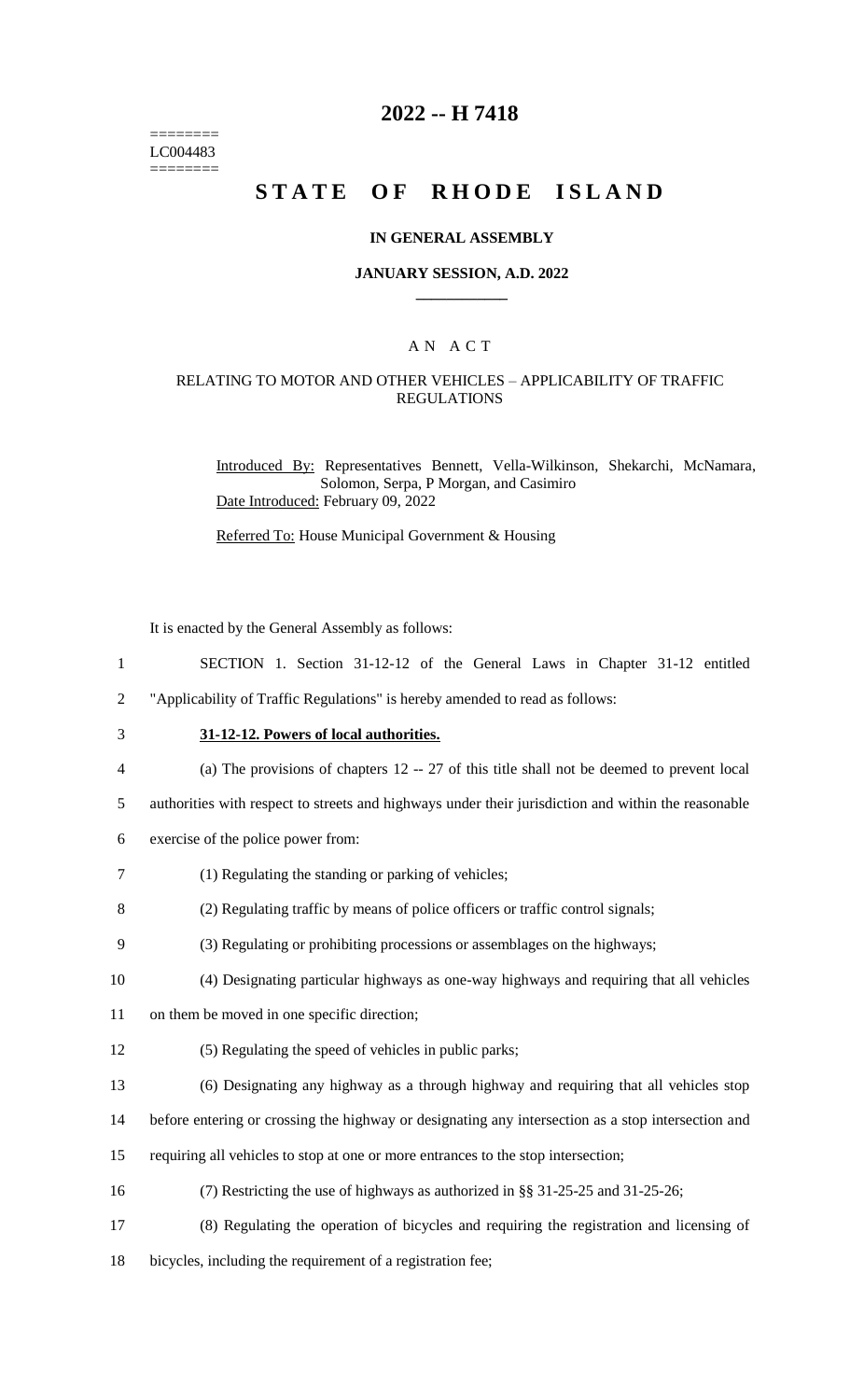========
LC004483
========

# 2022 -- H 7418

# STATE OF RHODE ISLAND

## IN GENERAL ASSEMBLY

### JANUARY SESSION, A.D. 2022

## A N A C T

### RELATING TO MOTOR AND OTHER VEHICLES – APPLICABILITY OF TRAFFIC REGULATIONS

Introduced By: Representatives Bennett, Vella-Wilkinson, Shekarchi, McNamara, Solomon, Serpa, P Morgan, and Casimiro

Date Introduced: February 09, 2022

Referred To: House Municipal Government & Housing

It is enacted by the General Assembly as follows:

SECTION 1. Section 31-12-12 of the General Laws in Chapter 31-12 entitled "Applicability of Traffic Regulations" is hereby amended to read as follows:

**31-12-12. Powers of local authorities.**

(a) The provisions of chapters 12 -- 27 of this title shall not be deemed to prevent local authorities with respect to streets and highways under their jurisdiction and within the reasonable exercise of the police power from:

(1) Regulating the standing or parking of vehicles;

(2) Regulating traffic by means of police officers or traffic control signals;

(3) Regulating or prohibiting processions or assemblages on the highways;

(4) Designating particular highways as one-way highways and requiring that all vehicles on them be moved in one specific direction;

(5) Regulating the speed of vehicles in public parks;

(6) Designating any highway as a through highway and requiring that all vehicles stop before entering or crossing the highway or designating any intersection as a stop intersection and requiring all vehicles to stop at one or more entrances to the stop intersection;

(7) Restricting the use of highways as authorized in §§ 31-25-25 and 31-25-26;

(8) Regulating the operation of bicycles and requiring the registration and licensing of bicycles, including the requirement of a registration fee;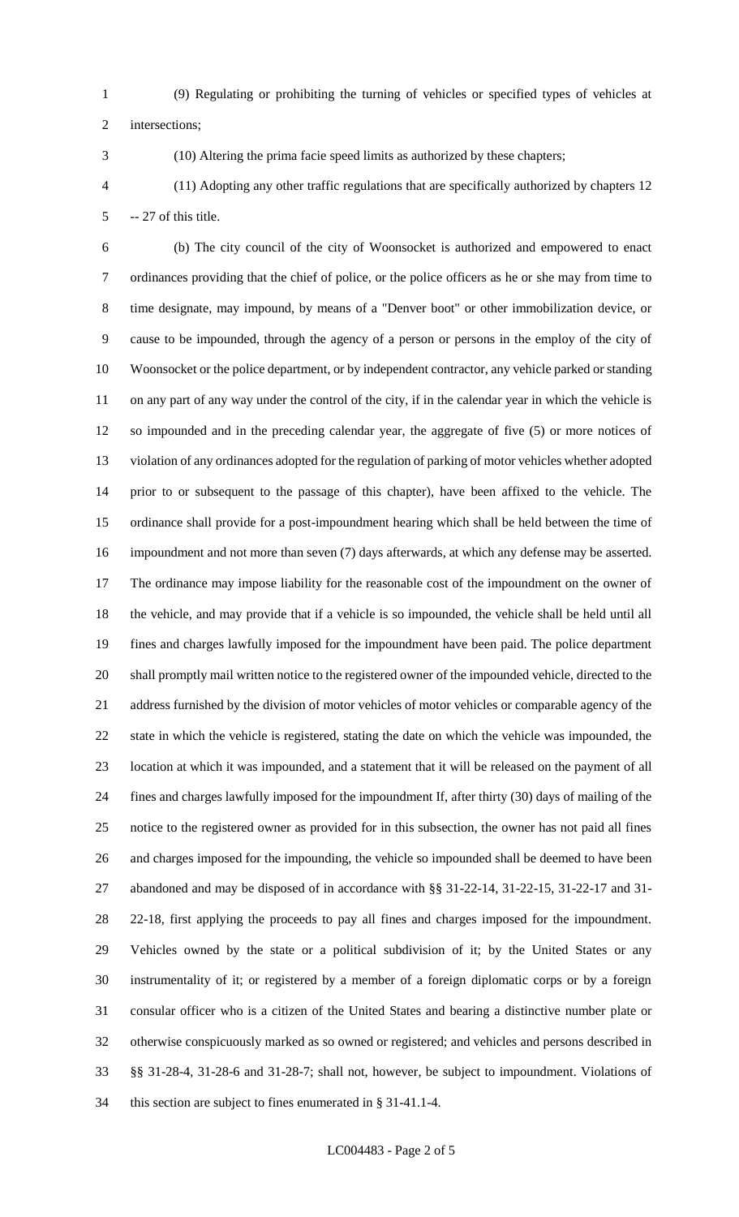(9) Regulating or prohibiting the turning of vehicles or specified types of vehicles at intersections;

(10) Altering the prima facie speed limits as authorized by these chapters;

(11) Adopting any other traffic regulations that are specifically authorized by chapters 12 -- 27 of this title.

(b) The city council of the city of Woonsocket is authorized and empowered to enact ordinances providing that the chief of police, or the police officers as he or she may from time to time designate, may impound, by means of a "Denver boot" or other immobilization device, or cause to be impounded, through the agency of a person or persons in the employ of the city of Woonsocket or the police department, or by independent contractor, any vehicle parked or standing on any part of any way under the control of the city, if in the calendar year in which the vehicle is so impounded and in the preceding calendar year, the aggregate of five (5) or more notices of violation of any ordinances adopted for the regulation of parking of motor vehicles whether adopted prior to or subsequent to the passage of this chapter), have been affixed to the vehicle. The ordinance shall provide for a post-impoundment hearing which shall be held between the time of impoundment and not more than seven (7) days afterwards, at which any defense may be asserted. The ordinance may impose liability for the reasonable cost of the impoundment on the owner of the vehicle, and may provide that if a vehicle is so impounded, the vehicle shall be held until all fines and charges lawfully imposed for the impoundment have been paid. The police department shall promptly mail written notice to the registered owner of the impounded vehicle, directed to the address furnished by the division of motor vehicles of motor vehicles or comparable agency of the state in which the vehicle is registered, stating the date on which the vehicle was impounded, the location at which it was impounded, and a statement that it will be released on the payment of all fines and charges lawfully imposed for the impoundment If, after thirty (30) days of mailing of the notice to the registered owner as provided for in this subsection, the owner has not paid all fines and charges imposed for the impounding, the vehicle so impounded shall be deemed to have been abandoned and may be disposed of in accordance with §§ 31-22-14, 31-22-15, 31-22-17 and 31-22-18, first applying the proceeds to pay all fines and charges imposed for the impoundment. Vehicles owned by the state or a political subdivision of it; by the United States or any instrumentality of it; or registered by a member of a foreign diplomatic corps or by a foreign consular officer who is a citizen of the United States and bearing a distinctive number plate or otherwise conspicuously marked as so owned or registered; and vehicles and persons described in §§ 31-28-4, 31-28-6 and 31-28-7; shall not, however, be subject to impoundment. Violations of this section are subject to fines enumerated in § 31-41.1-4.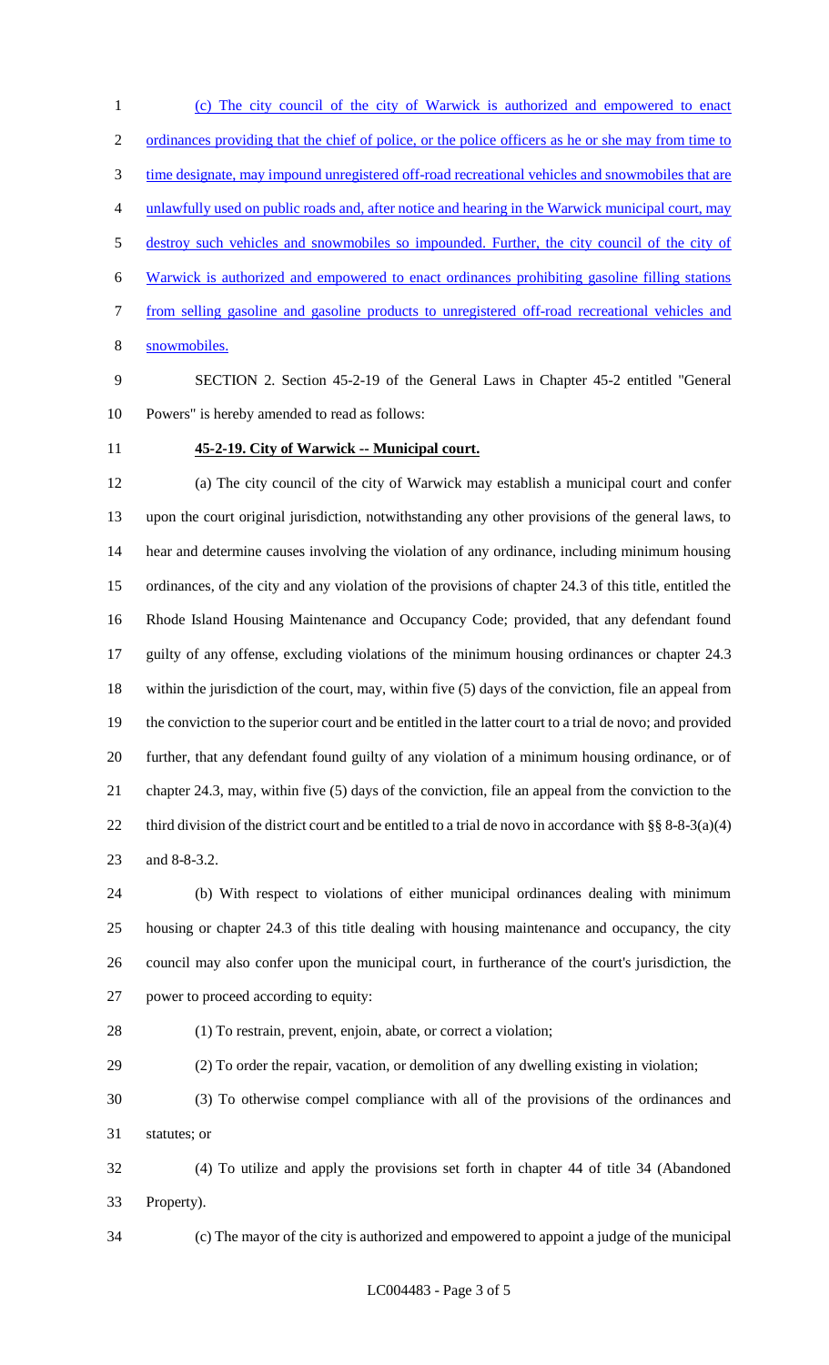(c) The city council of the city of Warwick is authorized and empowered to enact ordinances providing that the chief of police, or the police officers as he or she may from time to time designate, may impound unregistered off-road recreational vehicles and snowmobiles that are unlawfully used on public roads and, after notice and hearing in the Warwick municipal court, may destroy such vehicles and snowmobiles so impounded. Further, the city council of the city of Warwick is authorized and empowered to enact ordinances prohibiting gasoline filling stations from selling gasoline and gasoline products to unregistered off-road recreational vehicles and snowmobiles.

SECTION 2. Section 45-2-19 of the General Laws in Chapter 45-2 entitled "General Powers" is hereby amended to read as follows:

**45-2-19. City of Warwick -- Municipal court.**

(a) The city council of the city of Warwick may establish a municipal court and confer upon the court original jurisdiction, notwithstanding any other provisions of the general laws, to hear and determine causes involving the violation of any ordinance, including minimum housing ordinances, of the city and any violation of the provisions of chapter 24.3 of this title, entitled the Rhode Island Housing Maintenance and Occupancy Code; provided, that any defendant found guilty of any offense, excluding violations of the minimum housing ordinances or chapter 24.3 within the jurisdiction of the court, may, within five (5) days of the conviction, file an appeal from the conviction to the superior court and be entitled in the latter court to a trial de novo; and provided further, that any defendant found guilty of any violation of a minimum housing ordinance, or of chapter 24.3, may, within five (5) days of the conviction, file an appeal from the conviction to the third division of the district court and be entitled to a trial de novo in accordance with §§ 8-8-3(a)(4) and 8-8-3.2.

(b) With respect to violations of either municipal ordinances dealing with minimum housing or chapter 24.3 of this title dealing with housing maintenance and occupancy, the city council may also confer upon the municipal court, in furtherance of the court's jurisdiction, the power to proceed according to equity:

(1) To restrain, prevent, enjoin, abate, or correct a violation;

(2) To order the repair, vacation, or demolition of any dwelling existing in violation;

(3) To otherwise compel compliance with all of the provisions of the ordinances and statutes; or

(4) To utilize and apply the provisions set forth in chapter 44 of title 34 (Abandoned Property).

(c) The mayor of the city is authorized and empowered to appoint a judge of the municipal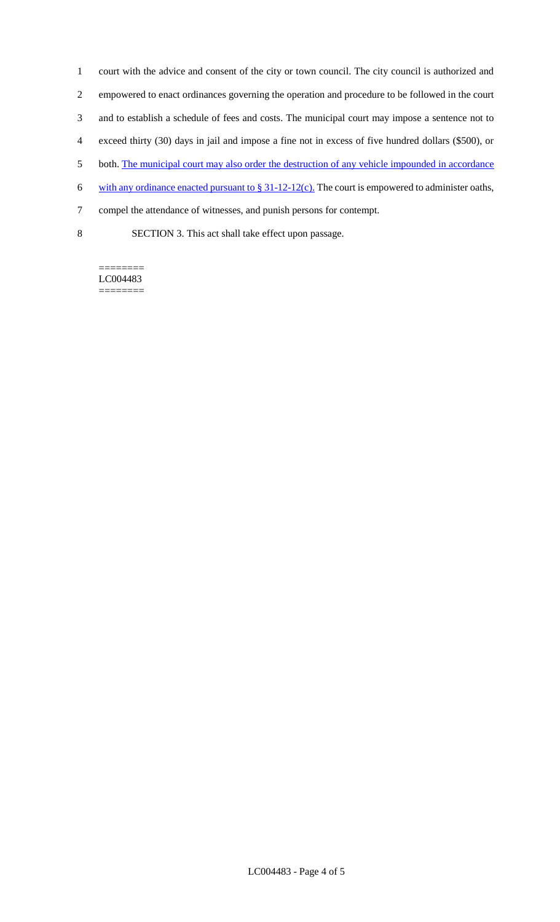court with the advice and consent of the city or town council. The city council is authorized and empowered to enact ordinances governing the operation and procedure to be followed in the court and to establish a schedule of fees and costs. The municipal court may impose a sentence not to exceed thirty (30) days in jail and impose a fine not in excess of five hundred dollars ($500), or both. <u>The municipal court may also order the destruction of any vehicle impounded in accordance with any ordinance enacted pursuant to § 31-12-12(c).</u> The court is empowered to administer oaths, compel the attendance of witnesses, and punish persons for contempt.

SECTION 3. This act shall take effect upon passage.

========
LC004483
========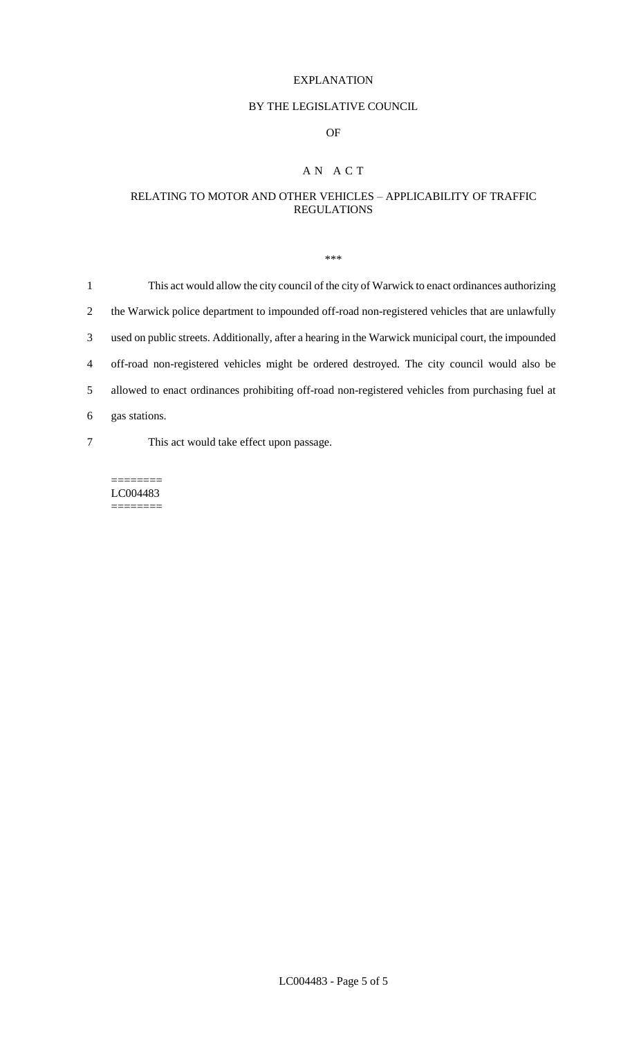EXPLANATION

BY THE LEGISLATIVE COUNCIL

OF

A N A C T

RELATING TO MOTOR AND OTHER VEHICLES – APPLICABILITY OF TRAFFIC REGULATIONS

\*\*\*

This act would allow the city council of the city of Warwick to enact ordinances authorizing the Warwick police department to impounded off-road non-registered vehicles that are unlawfully used on public streets. Additionally, after a hearing in the Warwick municipal court, the impounded off-road non-registered vehicles might be ordered destroyed. The city council would also be allowed to enact ordinances prohibiting off-road non-registered vehicles from purchasing fuel at gas stations.

This act would take effect upon passage.

========
LC004483
========